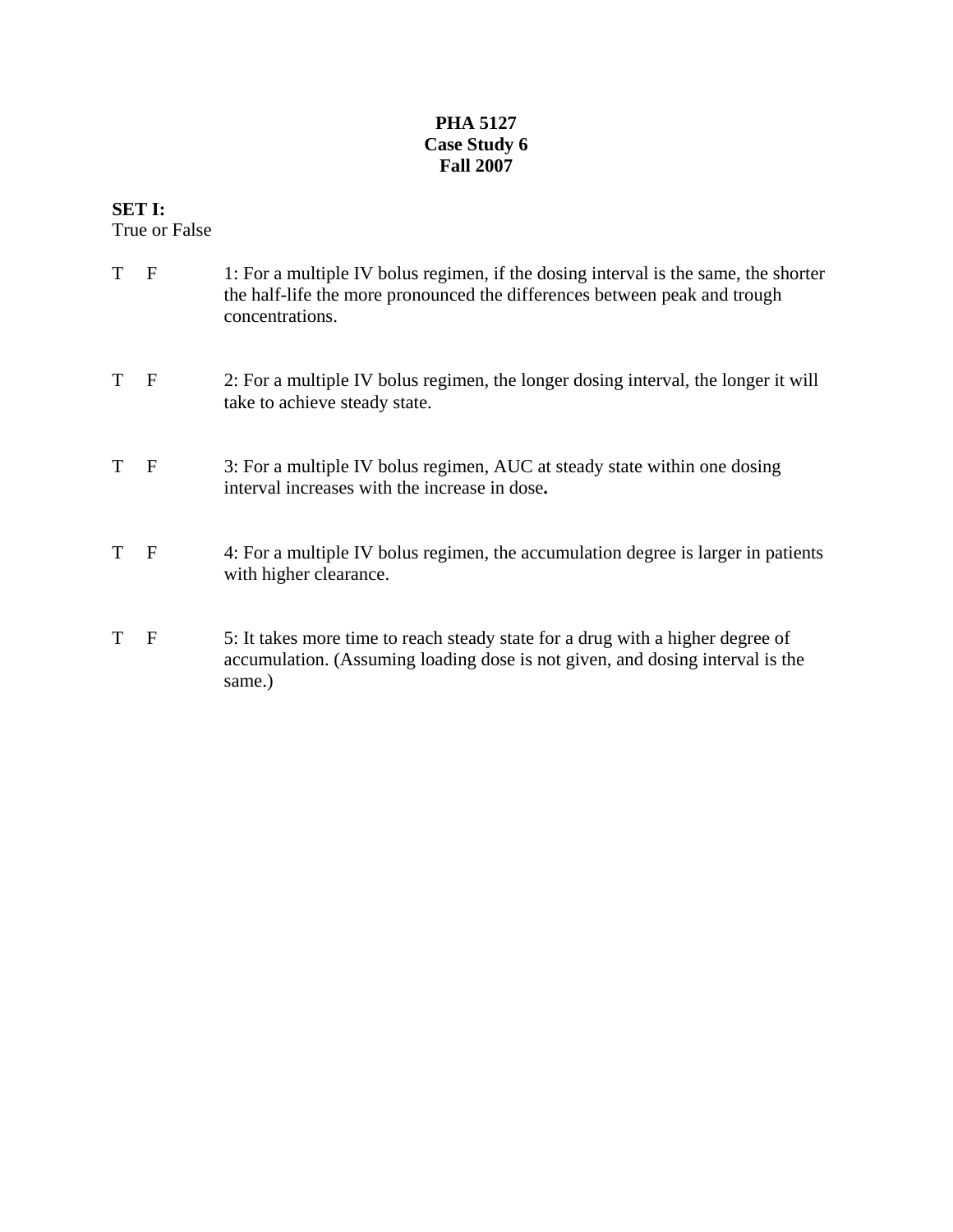**PHA 5127**
**Case Study 6**
**Fall 2007**

**SET I:**
True or False

T F 1: For a multiple IV bolus regimen, if the dosing interval is the same, the shorter the half-life the more pronounced the differences between peak and trough concentrations.

T F 2: For a multiple IV bolus regimen, the longer dosing interval, the longer it will take to achieve steady state.

T F 3: For a multiple IV bolus regimen, AUC at steady state within one dosing interval increases with the increase in dose**.**

T F 4: For a multiple IV bolus regimen, the accumulation degree is larger in patients with higher clearance.

T F 5: It takes more time to reach steady state for a drug with a higher degree of accumulation. (Assuming loading dose is not given, and dosing interval is the same.)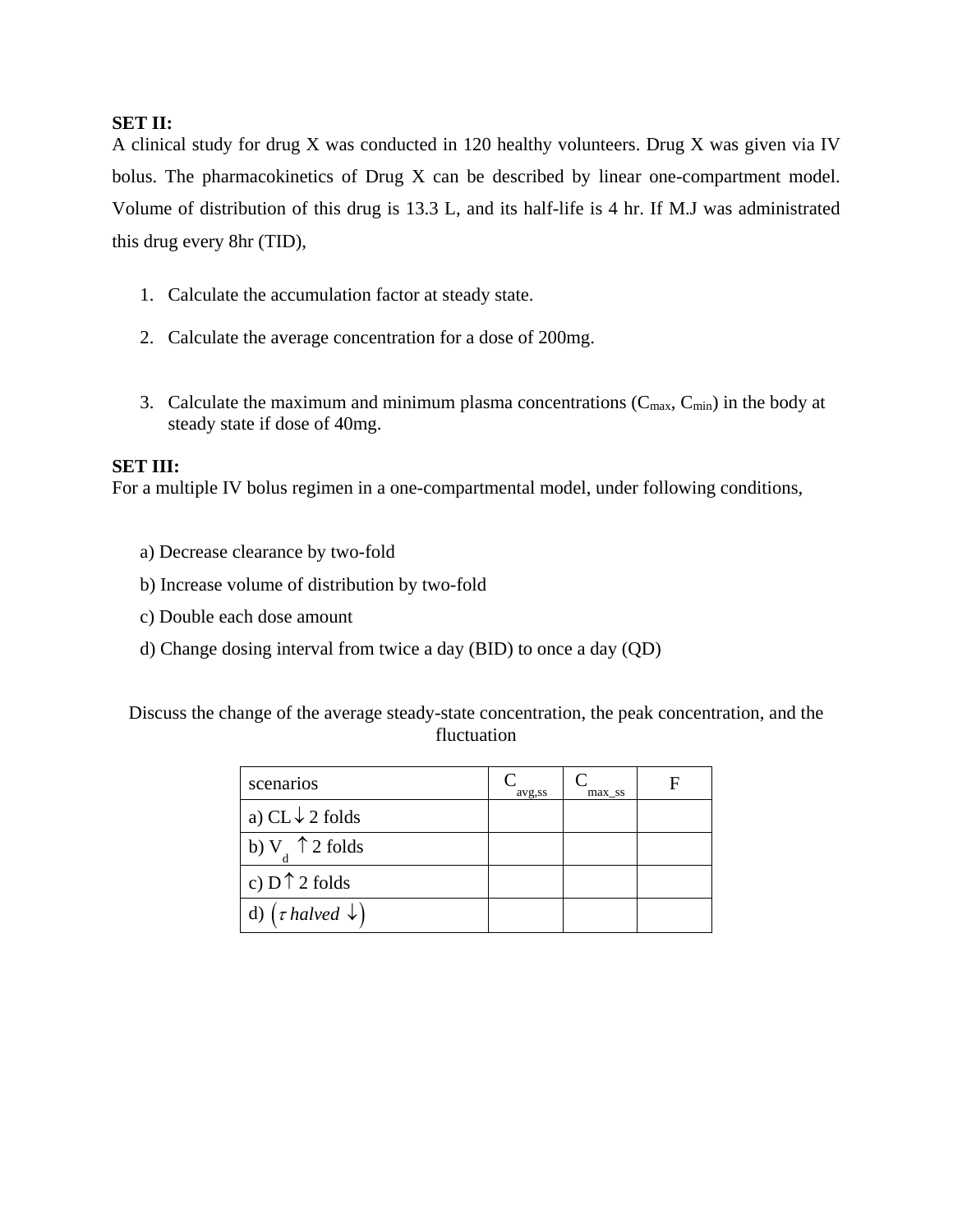**SET II:**

A clinical study for drug X was conducted in 120 healthy volunteers. Drug X was given via IV bolus. The pharmacokinetics of Drug X can be described by linear one-compartment model. Volume of distribution of this drug is 13.3 L, and its half-life is 4 hr. If M.J was administrated this drug every 8hr (TID),

1. Calculate the accumulation factor at steady state.
2. Calculate the average concentration for a dose of 200mg.
3. Calculate the maximum and minimum plasma concentrations ($C_{max}$, $C_{min}$) in the body at steady state if dose of 40mg.

**SET III:**

For a multiple IV bolus regimen in a one-compartmental model, under following conditions,

a) Decrease clearance by two-fold

b) Increase volume of distribution by two-fold

c) Double each dose amount

d) Change dosing interval from twice a day (BID) to once a day (QD)

Discuss the change of the average steady-state concentration, the peak concentration, and the fluctuation

| scenarios | $C_{avg,ss}$ | $C_{max\_ss}$ | F |
|---|---|---|---|
| a) CL↓ 2 folds | | | |
| b) $V_d$ ↑ 2 folds | | | |
| c) D↑ 2 folds | | | |
| d) $\left(\tau\ halved\ \downarrow\right)$ | | | |